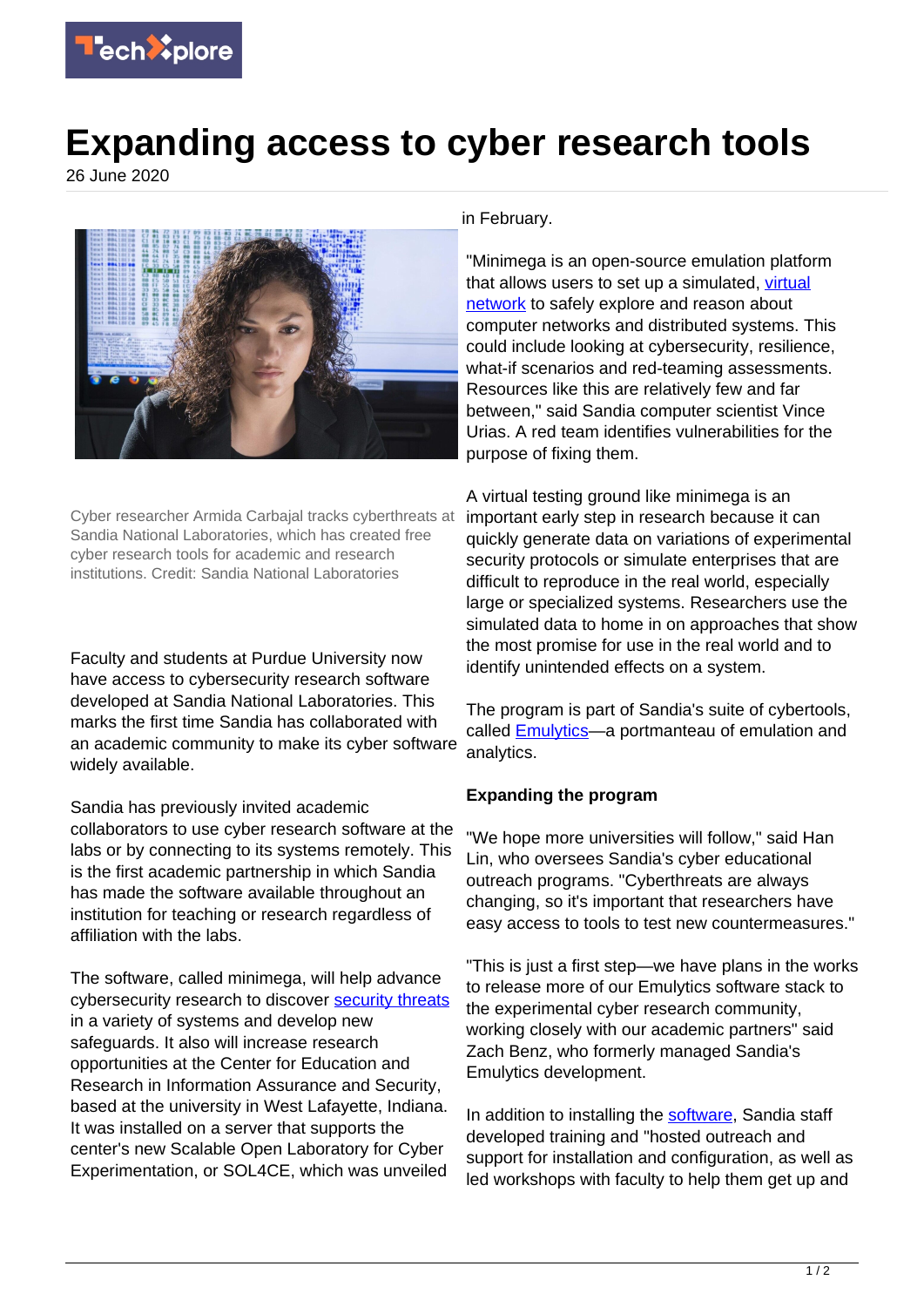# Expanding access to cyber research tools

26 June 2020

Cyber researcher Armida Carbajal tracks cyberthreats at Sandia National Laboratories, which has created free cyber research tools for academic and research institutions. Credit: Sandia National Laboratories

Faculty and students at Purdue University now have access to cybersecurity research software developed at Sandia National Laboratories. This marks the first time Sandia has collaborated with an academic community to make its cyber software widely available.

Sandia has previously invited academic collaborators to use cyber research software at the labs or by connecting to its systems remotely. This is the first academic partnership in which Sandia has made the software available throughout an institution for teaching or research regardless of affiliation with the labs.

The software, called minimega, will help advance cybersecurity research to discover security threats in a variety of systems and develop new safeguards. It also will increase research opportunities at the Center for Education and Research in Information Assurance and Security, based at the university in West Lafayette, Indiana. It was installed on a server that supports the center's new Scalable Open Laboratory for Cyber Experimentation, or SOL4CE, which was unveiled in February.

"Minimega is an open-source emulation platform that allows users to set up a simulated, virtual network to safely explore and reason about computer networks and distributed systems. This could include looking at cybersecurity, resilience, what-if scenarios and red-teaming assessments. Resources like this are relatively few and far between," said Sandia computer scientist Vince Urias. A red team identifies vulnerabilities for the purpose of fixing them.

A virtual testing ground like minimega is an important early step in research because it can quickly generate data on variations of experimental security protocols or simulate enterprises that are difficult to reproduce in the real world, especially large or specialized systems. Researchers use the simulated data to home in on approaches that show the most promise for use in the real world and to identify unintended effects on a system.

The program is part of Sandia's suite of cybertools, called Emulytics—a portmanteau of emulation and analytics.

**Expanding the program**

"We hope more universities will follow," said Han Lin, who oversees Sandia's cyber educational outreach programs. "Cyberthreats are always changing, so it's important that researchers have easy access to tools to test new countermeasures."

"This is just a first step—we have plans in the works to release more of our Emulytics software stack to the experimental cyber research community, working closely with our academic partners" said Zach Benz, who formerly managed Sandia's Emulytics development.

In addition to installing the software, Sandia staff developed training and "hosted outreach and support for installation and configuration, as well as led workshops with faculty to help them get up and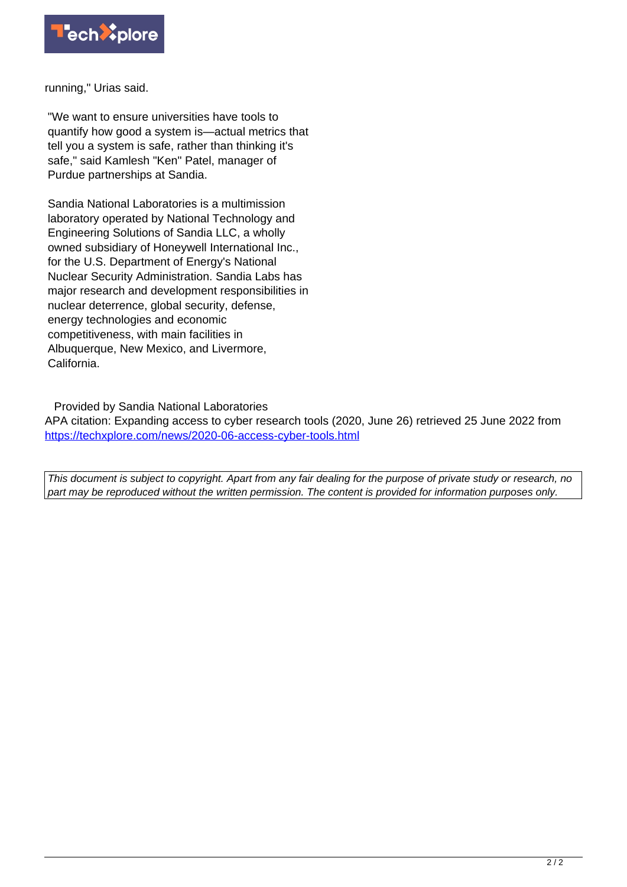running," Urias said.

"We want to ensure universities have tools to quantify how good a system is—actual metrics that tell you a system is safe, rather than thinking it's safe," said Kamlesh "Ken" Patel, manager of Purdue partnerships at Sandia.

Sandia National Laboratories is a multimission laboratory operated by National Technology and Engineering Solutions of Sandia LLC, a wholly owned subsidiary of Honeywell International Inc., for the U.S. Department of Energy's National Nuclear Security Administration. Sandia Labs has major research and development responsibilities in nuclear deterrence, global security, defense, energy technologies and economic competitiveness, with main facilities in Albuquerque, New Mexico, and Livermore, California.

Provided by Sandia National Laboratories

APA citation: Expanding access to cyber research tools (2020, June 26) retrieved 25 June 2022 from https://techxplore.com/news/2020-06-access-cyber-tools.html

*This document is subject to copyright. Apart from any fair dealing for the purpose of private study or research, no part may be reproduced without the written permission. The content is provided for information purposes only.*